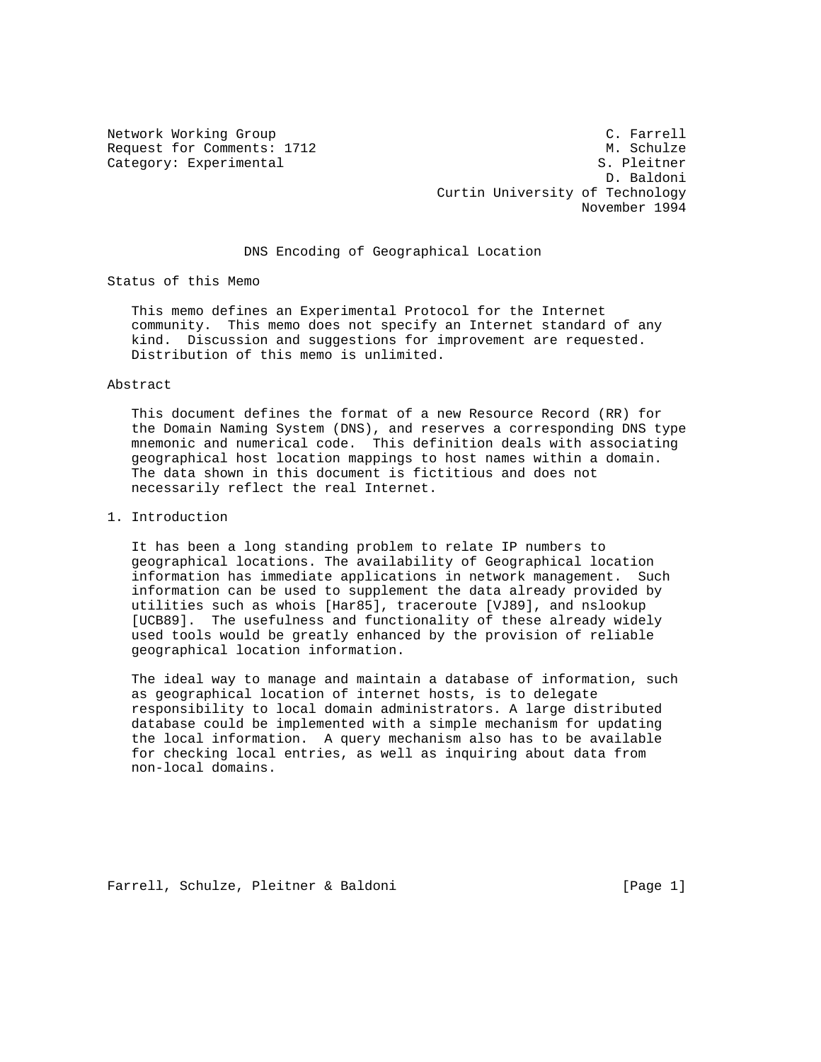Network Working Group  C. Farrell
Request for Comments: 1712  M. Schulze
Category: Experimental  S. Pleitner
D. Baldoni
Curtin University of Technology
November 1994

# DNS Encoding of Geographical Location

## Status of this Memo

This memo defines an Experimental Protocol for the Internet community. This memo does not specify an Internet standard of any kind. Discussion and suggestions for improvement are requested. Distribution of this memo is unlimited.

## Abstract

This document defines the format of a new Resource Record (RR) for the Domain Naming System (DNS), and reserves a corresponding DNS type mnemonic and numerical code. This definition deals with associating geographical host location mappings to host names within a domain. The data shown in this document is fictitious and does not necessarily reflect the real Internet.

## 1. Introduction

It has been a long standing problem to relate IP numbers to geographical locations. The availability of Geographical location information has immediate applications in network management. Such information can be used to supplement the data already provided by utilities such as whois [Har85], traceroute [VJ89], and nslookup [UCB89]. The usefulness and functionality of these already widely used tools would be greatly enhanced by the provision of reliable geographical location information.

The ideal way to manage and maintain a database of information, such as geographical location of internet hosts, is to delegate responsibility to local domain administrators. A large distributed database could be implemented with a simple mechanism for updating the local information. A query mechanism also has to be available for checking local entries, as well as inquiring about data from non-local domains.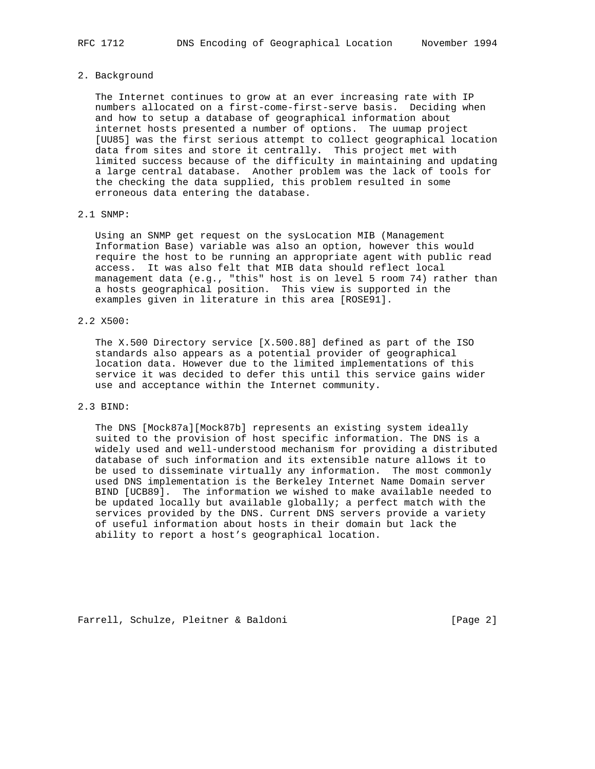## 2. Background

The Internet continues to grow at an ever increasing rate with IP numbers allocated on a first-come-first-serve basis. Deciding when and how to setup a database of geographical information about internet hosts presented a number of options. The uumap project [UU85] was the first serious attempt to collect geographical location data from sites and store it centrally. This project met with limited success because of the difficulty in maintaining and updating a large central database. Another problem was the lack of tools for the checking the data supplied, this problem resulted in some erroneous data entering the database.

### 2.1 SNMP:

Using an SNMP get request on the sysLocation MIB (Management Information Base) variable was also an option, however this would require the host to be running an appropriate agent with public read access. It was also felt that MIB data should reflect local management data (e.g., "this" host is on level 5 room 74) rather than a hosts geographical position. This view is supported in the examples given in literature in this area [ROSE91].

### 2.2 X500:

The X.500 Directory service [X.500.88] defined as part of the ISO standards also appears as a potential provider of geographical location data. However due to the limited implementations of this service it was decided to defer this until this service gains wider use and acceptance within the Internet community.

### 2.3 BIND:

The DNS [Mock87a][Mock87b] represents an existing system ideally suited to the provision of host specific information. The DNS is a widely used and well-understood mechanism for providing a distributed database of such information and its extensible nature allows it to be used to disseminate virtually any information. The most commonly used DNS implementation is the Berkeley Internet Name Domain server BIND [UCB89]. The information we wished to make available needed to be updated locally but available globally; a perfect match with the services provided by the DNS. Current DNS servers provide a variety of useful information about hosts in their domain but lack the ability to report a host's geographical location.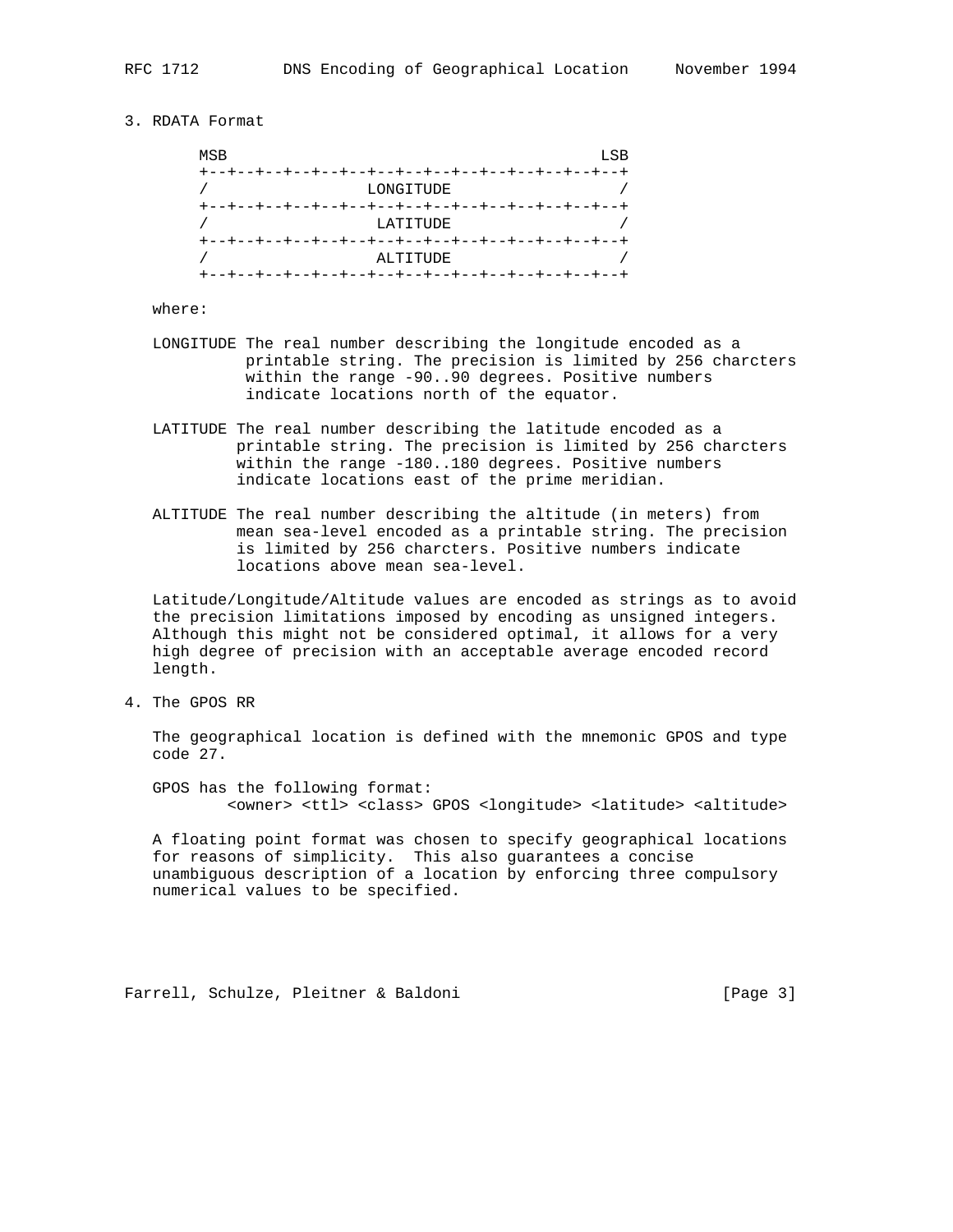## 3. RDATA Format

```
 MSB                                           LSB
 +--+--+--+--+--+--+--+--+--+--+--+--+--+--+--+--+
 /                 LONGITUDE                     /
 +--+--+--+--+--+--+--+--+--+--+--+--+--+--+--+--+
 /                  LATITUDE                     /
 +--+--+--+--+--+--+--+--+--+--+--+--+--+--+--+--+
 /                  ALTITUDE                     /
 +--+--+--+--+--+--+--+--+--+--+--+--+--+--+--+--+
```

where:

LONGITUDE The real number describing the longitude encoded as a printable string. The precision is limited by 256 charcters within the range -90..90 degrees. Positive numbers indicate locations north of the equator.

LATITUDE The real number describing the latitude encoded as a printable string. The precision is limited by 256 charcters within the range -180..180 degrees. Positive numbers indicate locations east of the prime meridian.

ALTITUDE The real number describing the altitude (in meters) from mean sea-level encoded as a printable string. The precision is limited by 256 charcters. Positive numbers indicate locations above mean sea-level.

Latitude/Longitude/Altitude values are encoded as strings as to avoid the precision limitations imposed by encoding as unsigned integers. Although this might not be considered optimal, it allows for a very high degree of precision with an acceptable average encoded record length.

## 4. The GPOS RR

The geographical location is defined with the mnemonic GPOS and type code 27.

GPOS has the following format:

```
<owner> <ttl> <class> GPOS <longitude> <latitude> <altitude>
```

A floating point format was chosen to specify geographical locations for reasons of simplicity. This also guarantees a concise unambiguous description of a location by enforcing three compulsory numerical values to be specified.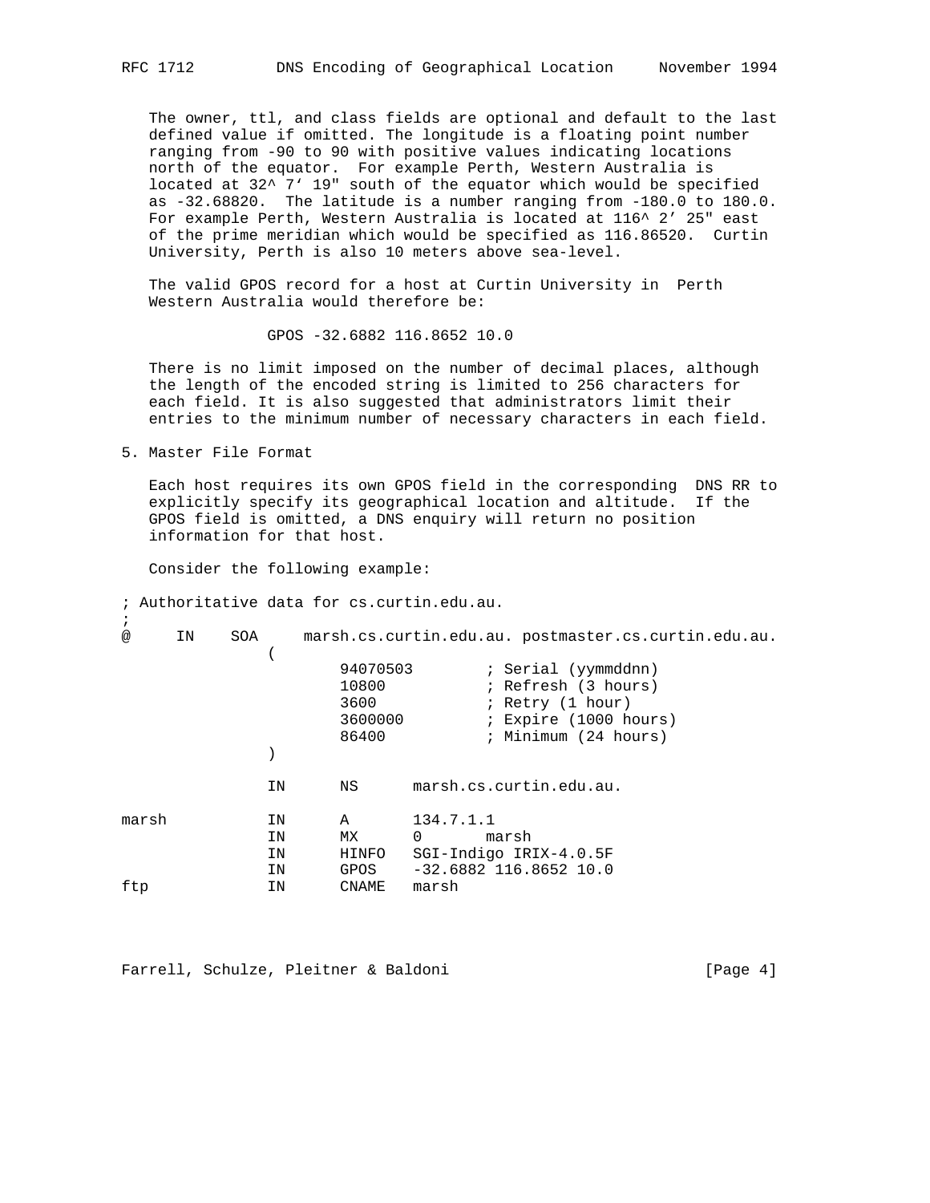The owner, ttl, and class fields are optional and default to the last defined value if omitted. The longitude is a floating point number ranging from -90 to 90 with positive values indicating locations north of the equator. For example Perth, Western Australia is located at 32^ 7' 19" south of the equator which would be specified as -32.68820. The latitude is a number ranging from -180.0 to 180.0. For example Perth, Western Australia is located at 116^ 2' 25" east of the prime meridian which would be specified as 116.86520. Curtin University, Perth is also 10 meters above sea-level.

The valid GPOS record for a host at Curtin University in Perth Western Australia would therefore be:

```
GPOS -32.6882 116.8652 10.0
```

There is no limit imposed on the number of decimal places, although the length of the encoded string is limited to 256 characters for each field. It is also suggested that administrators limit their entries to the minimum number of necessary characters in each field.

## 5. Master File Format

Each host requires its own GPOS field in the corresponding DNS RR to explicitly specify its geographical location and altitude. If the GPOS field is omitted, a DNS enquiry will return no position information for that host.

Consider the following example:

```
; Authoritative data for cs.curtin.edu.au.
;
@     IN    SOA     marsh.cs.curtin.edu.au. postmaster.cs.curtin.edu.au.
                (
                        94070503        ; Serial (yymmddnn)
                        10800           ; Refresh (3 hours)
                        3600            ; Retry (1 hour)
                        3600000         ; Expire (1000 hours)
                        86400           ; Minimum (24 hours)
                )

                IN      NS      marsh.cs.curtin.edu.au.

marsh           IN      A       134.7.1.1
                IN      MX      0       marsh
                IN      HINFO   SGI-Indigo IRIX-4.0.5F
                IN      GPOS    -32.6882 116.8652 10.0
ftp             IN      CNAME   marsh
```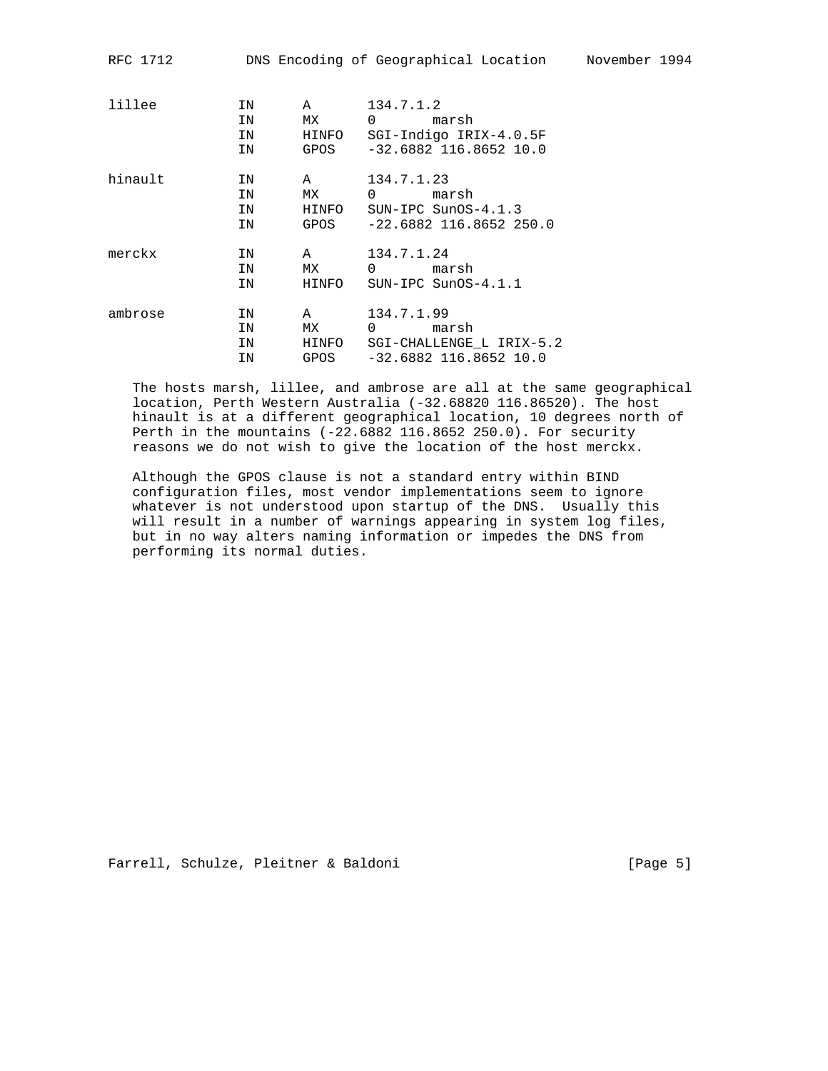```
lillee          IN      A       134.7.1.2
                IN      MX      0       marsh
                IN      HINFO   SGI-Indigo IRIX-4.0.5F
                IN      GPOS    -32.6882 116.8652 10.0

hinault         IN      A       134.7.1.23
                IN      MX      0       marsh
                IN      HINFO   SUN-IPC SunOS-4.1.3
                IN      GPOS    -22.6882 116.8652 250.0

merckx          IN      A       134.7.1.24
                IN      MX      0       marsh
                IN      HINFO   SUN-IPC SunOS-4.1.1

ambrose         IN      A       134.7.1.99
                IN      MX      0       marsh
                IN      HINFO   SGI-CHALLENGE_L IRIX-5.2
                IN      GPOS    -32.6882 116.8652 10.0
```

The hosts marsh, lillee, and ambrose are all at the same geographical location, Perth Western Australia (-32.68820 116.86520). The host hinault is at a different geographical location, 10 degrees north of Perth in the mountains (-22.6882 116.8652 250.0). For security reasons we do not wish to give the location of the host merckx.

Although the GPOS clause is not a standard entry within BIND configuration files, most vendor implementations seem to ignore whatever is not understood upon startup of the DNS. Usually this will result in a number of warnings appearing in system log files, but in no way alters naming information or impedes the DNS from performing its normal duties.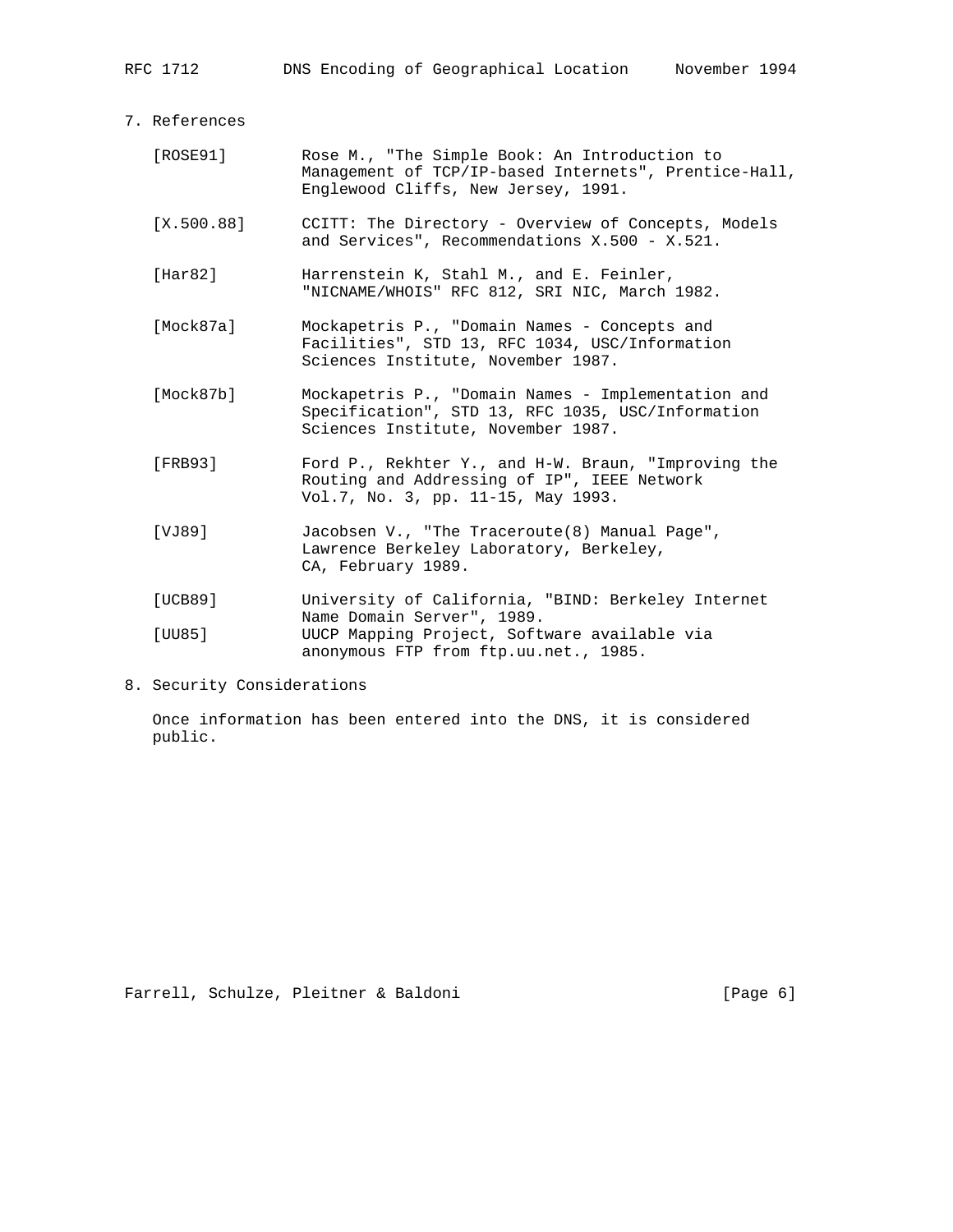## 7. References

[ROSE91] Rose M., "The Simple Book: An Introduction to Management of TCP/IP-based Internets", Prentice-Hall, Englewood Cliffs, New Jersey, 1991.

[X.500.88] CCITT: The Directory - Overview of Concepts, Models and Services", Recommendations X.500 - X.521.

[Har82] Harrenstein K, Stahl M., and E. Feinler, "NICNAME/WHOIS" RFC 812, SRI NIC, March 1982.

[Mock87a] Mockapetris P., "Domain Names - Concepts and Facilities", STD 13, RFC 1034, USC/Information Sciences Institute, November 1987.

[Mock87b] Mockapetris P., "Domain Names - Implementation and Specification", STD 13, RFC 1035, USC/Information Sciences Institute, November 1987.

[FRB93] Ford P., Rekhter Y., and H-W. Braun, "Improving the Routing and Addressing of IP", IEEE Network Vol.7, No. 3, pp. 11-15, May 1993.

[VJ89] Jacobsen V., "The Traceroute(8) Manual Page", Lawrence Berkeley Laboratory, Berkeley, CA, February 1989.

[UCB89] University of California, "BIND: Berkeley Internet Name Domain Server", 1989.

[UU85] UUCP Mapping Project, Software available via anonymous FTP from ftp.uu.net., 1985.

## 8. Security Considerations

Once information has been entered into the DNS, it is considered public.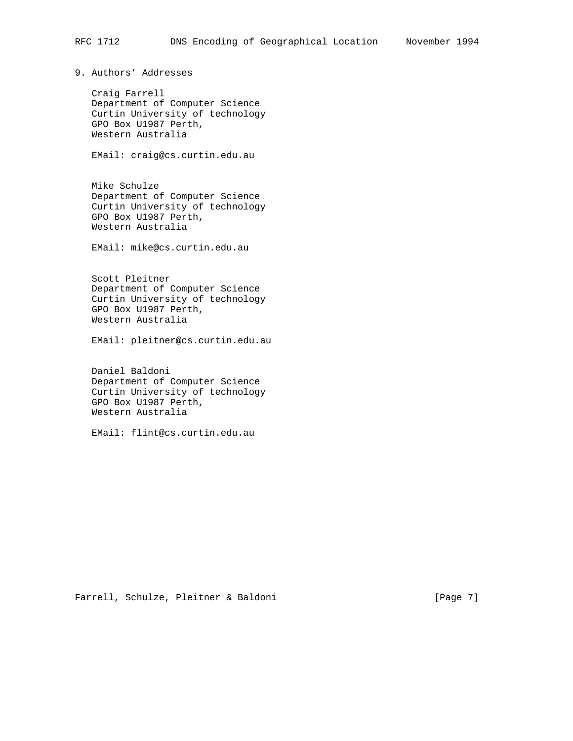## 9. Authors' Addresses

Craig Farrell
Department of Computer Science
Curtin University of technology
GPO Box U1987 Perth,
Western Australia

EMail: craig@cs.curtin.edu.au

Mike Schulze
Department of Computer Science
Curtin University of technology
GPO Box U1987 Perth,
Western Australia

EMail: mike@cs.curtin.edu.au

Scott Pleitner
Department of Computer Science
Curtin University of technology
GPO Box U1987 Perth,
Western Australia

EMail: pleitner@cs.curtin.edu.au

Daniel Baldoni
Department of Computer Science
Curtin University of technology
GPO Box U1987 Perth,
Western Australia

EMail: flint@cs.curtin.edu.au